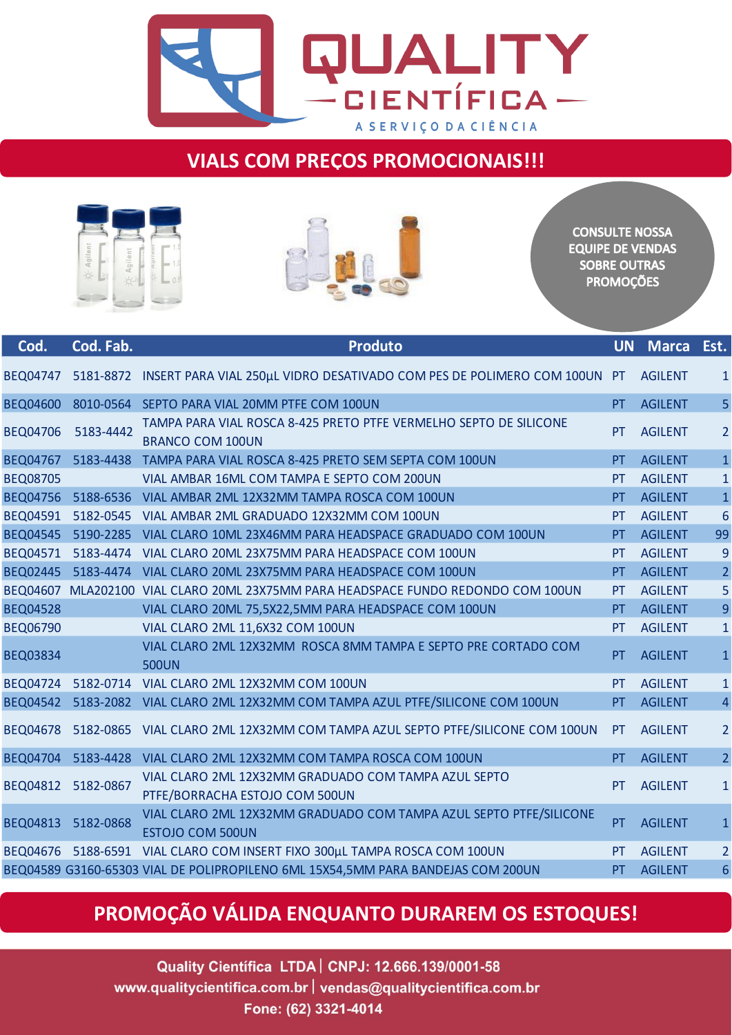# QUALITY CIENTÍFICA

A SERVIÇO DA CIÊNCIA

## VIALS COM PREÇOS PROMOCIONAIS!!!

CONSULTE NOSSA EQUIPE DE VENDAS SOBRE OUTRAS PROMOÇÕES

| Cod. | Cod. Fab. | Produto | UN | Marca | Est. |
|---|---|---|---|---|---|
| BEQ04747 | 5181-8872 | INSERT PARA VIAL 250µL VIDRO DESATIVADO COM PES DE POLIMERO COM 100UN | PT | AGILENT | 1 |
| BEQ04600 | 8010-0564 | SEPTO PARA VIAL 20MM PTFE COM 100UN | PT | AGILENT | 5 |
| BEQ04706 | 5183-4442 | TAMPA PARA VIAL ROSCA 8-425 PRETO PTFE VERMELHO SEPTO DE SILICONE BRANCO COM 100UN | PT | AGILENT | 2 |
| BEQ04767 | 5183-4438 | TAMPA PARA VIAL ROSCA 8-425 PRETO SEM SEPTA COM 100UN | PT | AGILENT | 1 |
| BEQ08705 | | VIAL AMBAR 16ML COM TAMPA E SEPTO COM 200UN | PT | AGILENT | 1 |
| BEQ04756 | 5188-6536 | VIAL AMBAR 2ML 12X32MM TAMPA ROSCA COM 100UN | PT | AGILENT | 1 |
| BEQ04591 | 5182-0545 | VIAL AMBAR 2ML GRADUADO 12X32MM COM 100UN | PT | AGILENT | 6 |
| BEQ04545 | 5190-2285 | VIAL CLARO 10ML 23X46MM PARA HEADSPACE GRADUADO COM 100UN | PT | AGILENT | 99 |
| BEQ04571 | 5183-4474 | VIAL CLARO 20ML 23X75MM PARA HEADSPACE COM 100UN | PT | AGILENT | 9 |
| BEQ02445 | 5183-4474 | VIAL CLARO 20ML 23X75MM PARA HEADSPACE COM 100UN | PT | AGILENT | 2 |
| BEQ04607 | MLA202100 | VIAL CLARO 20ML 23X75MM PARA HEADSPACE FUNDO REDONDO COM 100UN | PT | AGILENT | 5 |
| BEQ04528 | | VIAL CLARO 20ML 75,5X22,5MM PARA HEADSPACE COM 100UN | PT | AGILENT | 9 |
| BEQ06790 | | VIAL CLARO 2ML 11,6X32 COM 100UN | PT | AGILENT | 1 |
| BEQ03834 | | VIAL CLARO 2ML 12X32MM ROSCA 8MM TAMPA E SEPTO PRE CORTADO COM 500UN | PT | AGILENT | 1 |
| BEQ04724 | 5182-0714 | VIAL CLARO 2ML 12X32MM COM 100UN | PT | AGILENT | 1 |
| BEQ04542 | 5183-2082 | VIAL CLARO 2ML 12X32MM COM TAMPA AZUL PTFE/SILICONE COM 100UN | PT | AGILENT | 4 |
| BEQ04678 | 5182-0865 | VIAL CLARO 2ML 12X32MM COM TAMPA AZUL SEPTO PTFE/SILICONE COM 100UN | PT | AGILENT | 2 |
| BEQ04704 | 5183-4428 | VIAL CLARO 2ML 12X32MM COM TAMPA ROSCA COM 100UN | PT | AGILENT | 2 |
| BEQ04812 | 5182-0867 | VIAL CLARO 2ML 12X32MM GRADUADO COM TAMPA AZUL SEPTO PTFE/BORRACHA ESTOJO COM 500UN | PT | AGILENT | 1 |
| BEQ04813 | 5182-0868 | VIAL CLARO 2ML 12X32MM GRADUADO COM TAMPA AZUL SEPTO PTFE/SILICONE ESTOJO COM 500UN | PT | AGILENT | 1 |
| BEQ04676 | 5188-6591 | VIAL CLARO COM INSERT FIXO 300µL TAMPA ROSCA COM 100UN | PT | AGILENT | 2 |
| BEQ04589 | G3160-65303 | VIAL DE POLIPROPILENO 6ML 15X54,5MM PARA BANDEJAS COM 200UN | PT | AGILENT | 6 |

## PROMOÇÃO VÁLIDA ENQUANTO DURAREM OS ESTOQUES!

Quality Científica LTDA | CNPJ: 12.666.139/0001-58
www.qualitycientifica.com.br | vendas@qualitycientifica.com.br
Fone: (62) 3321-4014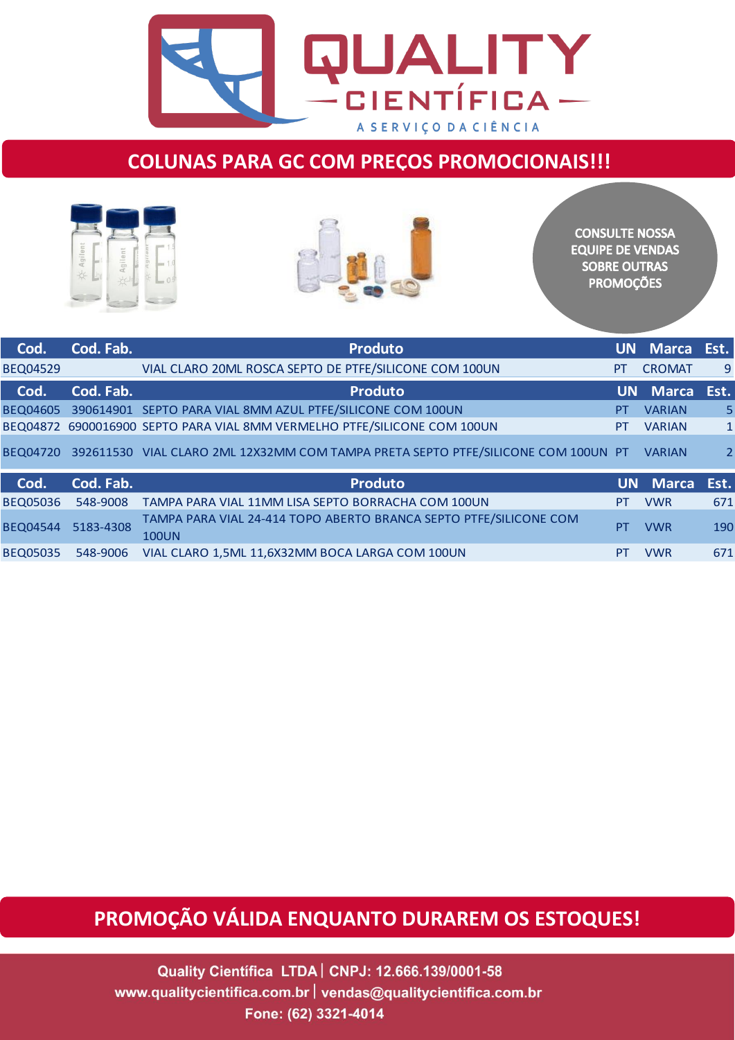# QUALITY CIENTÍFICA

A SERVIÇO DA CIÊNCIA

## COLUNAS PARA GC COM PREÇOS PROMOCIONAIS!!!

CONSULTE NOSSA EQUIPE DE VENDAS SOBRE OUTRAS PROMOÇÕES

| Cod. | Cod. Fab. | Produto | UN | Marca | Est. |
|---|---|---|---|---|---|
| BEQ04529 | | VIAL CLARO 20ML ROSCA SEPTO DE PTFE/SILICONE COM 100UN | PT | CROMAT | 9 |

| Cod. | Cod. Fab. | Produto | UN | Marca | Est. |
|---|---|---|---|---|---|
| BEQ04605 | 390614901 | SEPTO PARA VIAL 8MM AZUL PTFE/SILICONE COM 100UN | PT | VARIAN | 5 |
| BEQ04872 | 6900016900 | SEPTO PARA VIAL 8MM VERMELHO PTFE/SILICONE COM 100UN | PT | VARIAN | 1 |
| BEQ04720 | 392611530 | VIAL CLARO 2ML 12X32MM COM TAMPA PRETA SEPTO PTFE/SILICONE COM 100UN | PT | VARIAN | 2 |

| Cod. | Cod. Fab. | Produto | UN | Marca | Est. |
|---|---|---|---|---|---|
| BEQ05036 | 548-9008 | TAMPA PARA VIAL 11MM LISA SEPTO BORRACHA COM 100UN | PT | VWR | 671 |
| BEQ04544 | 5183-4308 | TAMPA PARA VIAL 24-414 TOPO ABERTO BRANCA SEPTO PTFE/SILICONE COM 100UN | PT | VWR | 190 |
| BEQ05035 | 548-9006 | VIAL CLARO 1,5ML 11,6X32MM BOCA LARGA COM 100UN | PT | VWR | 671 |

## PROMOÇÃO VÁLIDA ENQUANTO DURAREM OS ESTOQUES!

Quality Científica LTDA | CNPJ: 12.666.139/0001-58
www.qualitycientifica.com.br | vendas@qualitycientifica.com.br
Fone: (62) 3321-4014